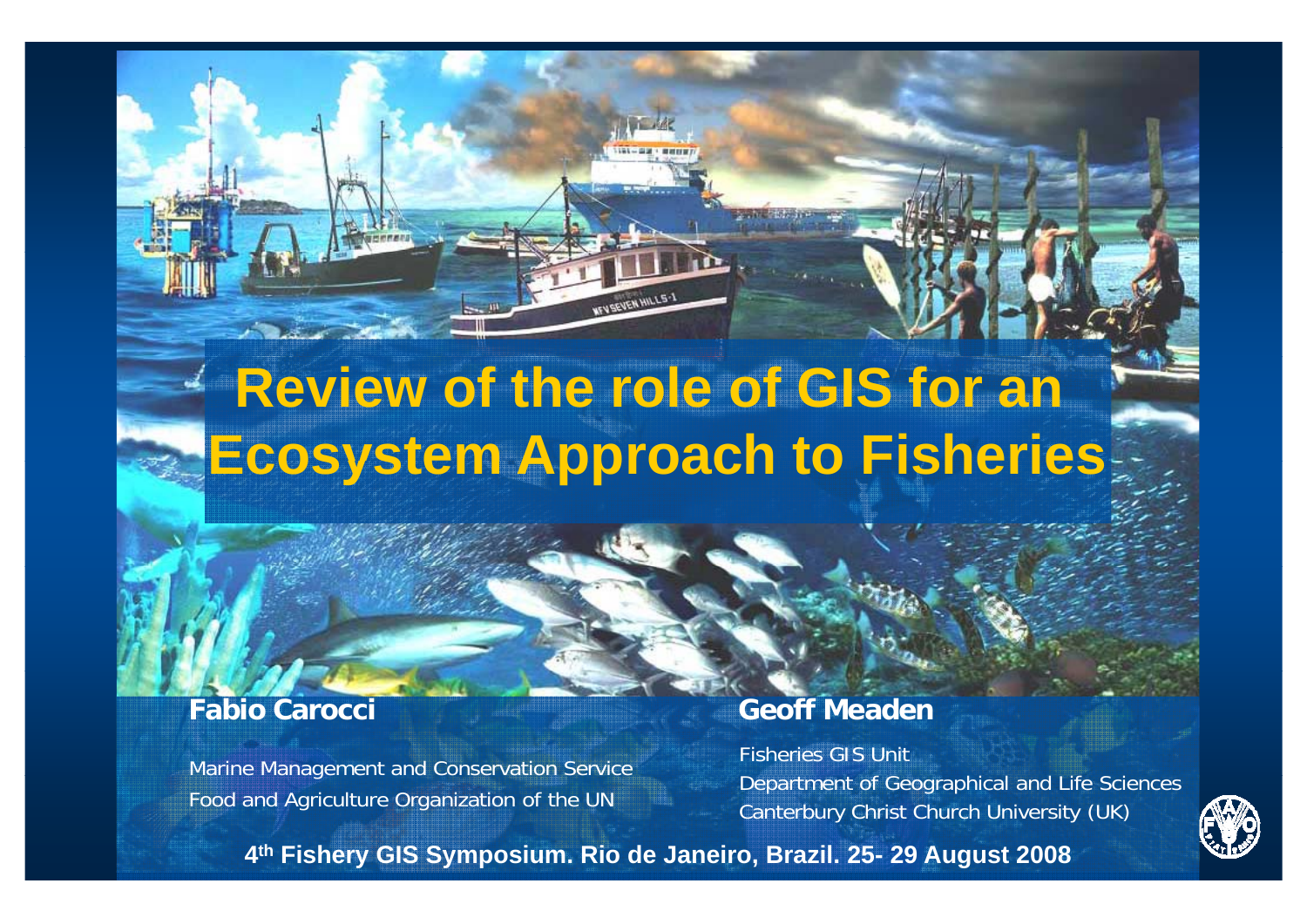# Review of the role of GIS for an Ecosystem Approach to Fisheries

**Fabio Carocci**

Marine Management and Conservation Service
Food and Agriculture Organization of the UN

**Geoff Meaden**

Fisheries GIS Unit
Department of Geographical and Life Sciences
Canterbury Christ Church University (UK)

**4th Fishery GIS Symposium. Rio de Janeiro, Brazil. 25- 29 August 2008**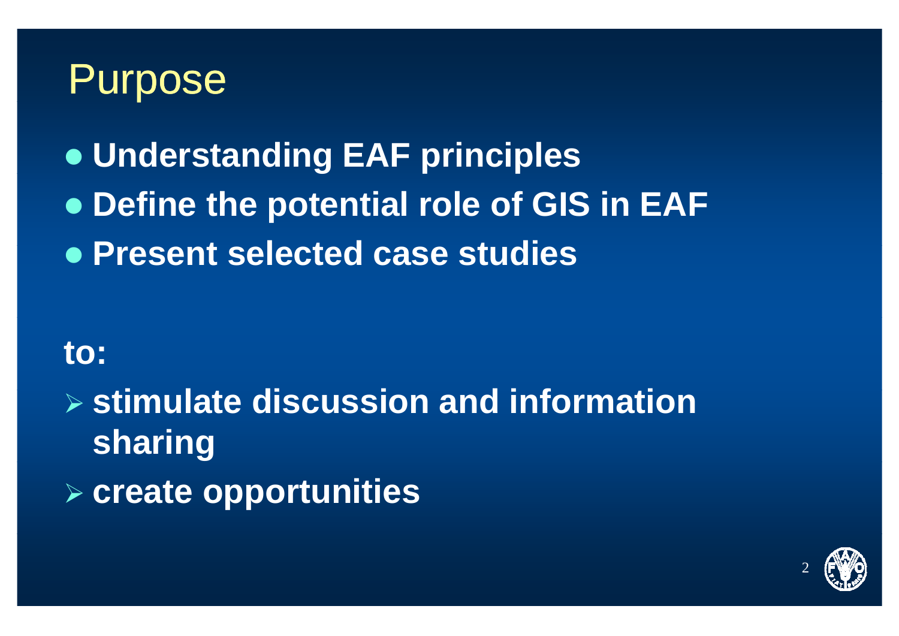# Purpose

- **Understanding EAF principles**
- **Define the potential role of GIS in EAF**
- **Present selected case studies**

**to:**

- **stimulate discussion and information sharing**
- **create opportunities**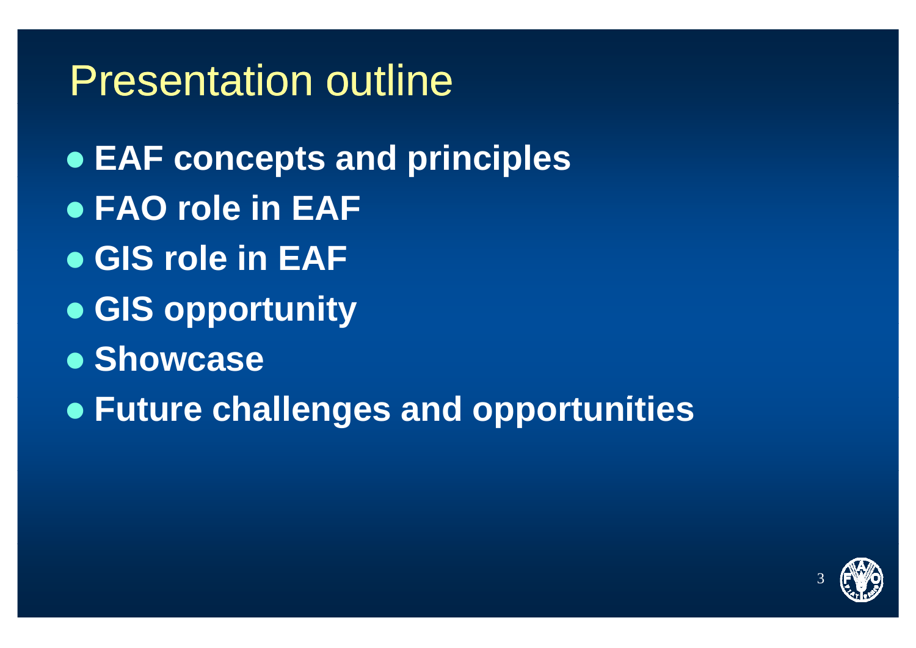# Presentation outline

- **EAF concepts and principles**
- **FAO role in EAF**
- **GIS role in EAF**
- **GIS opportunity**
- **Showcase**
- **Future challenges and opportunities**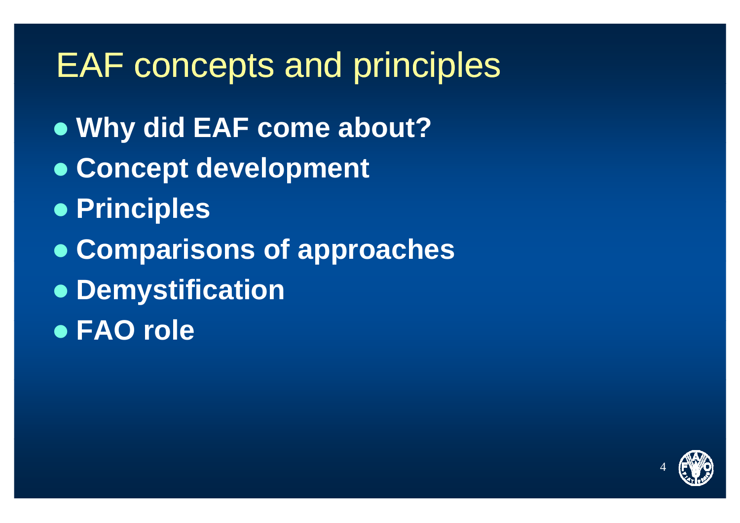# EAF concepts and principles

- **Why did EAF come about?**
- **Concept development**
- **Principles**
- **Comparisons of approaches**
- **Demystification**
- **FAO role**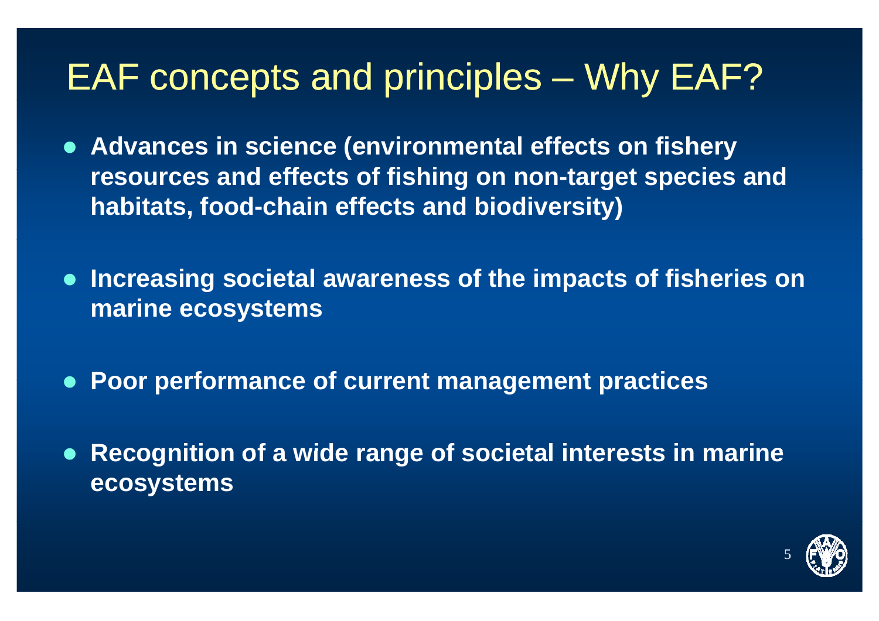# EAF concepts and principles – Why EAF?

- **Advances in science (environmental effects on fishery resources and effects of fishing on non-target species and habitats, food-chain effects and biodiversity)**
- **Increasing societal awareness of the impacts of fisheries on marine ecosystems**
- **Poor performance of current management practices**
- **Recognition of a wide range of societal interests in marine ecosystems**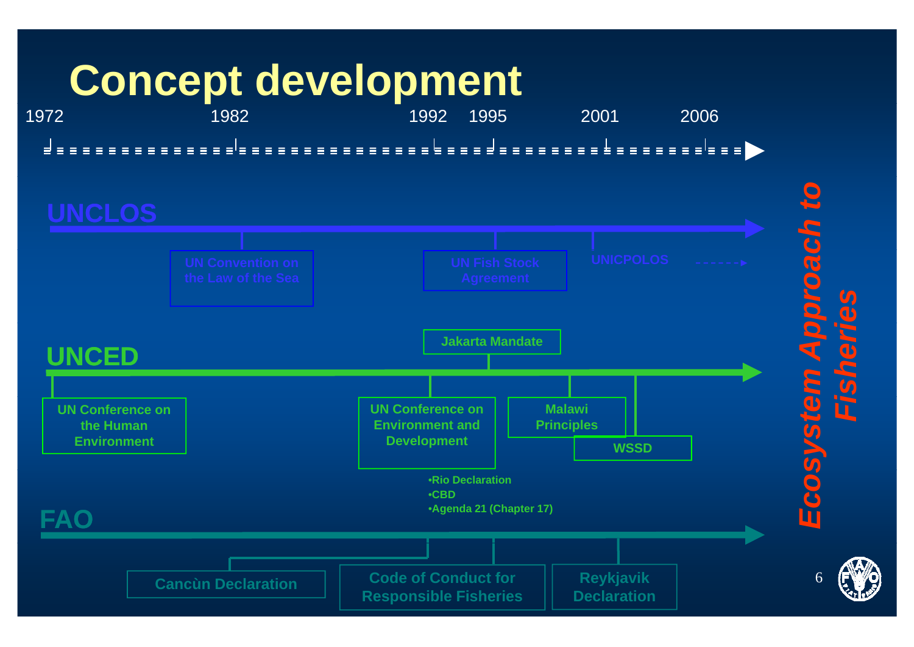# Concept development

1972 | 1982 | 1992 | 1995 | 2001 | 2006

## UNCLOS

- UN Convention on the Law of the Sea
- UN Fish Stock Agreement
- UNICPOLOS

## UNCED

- UN Conference on the Human Environment
- UN Conference on Environment and Development
  - Rio Declaration
  - CBD
  - Agenda 21 (Chapter 17)
- Jakarta Mandate
- Malawi Principles
- WSSD

## FAO

- Cancùn Declaration
- Code of Conduct for Responsible Fisheries
- Reykjavik Declaration

***Ecosystem Approach to Fisheries***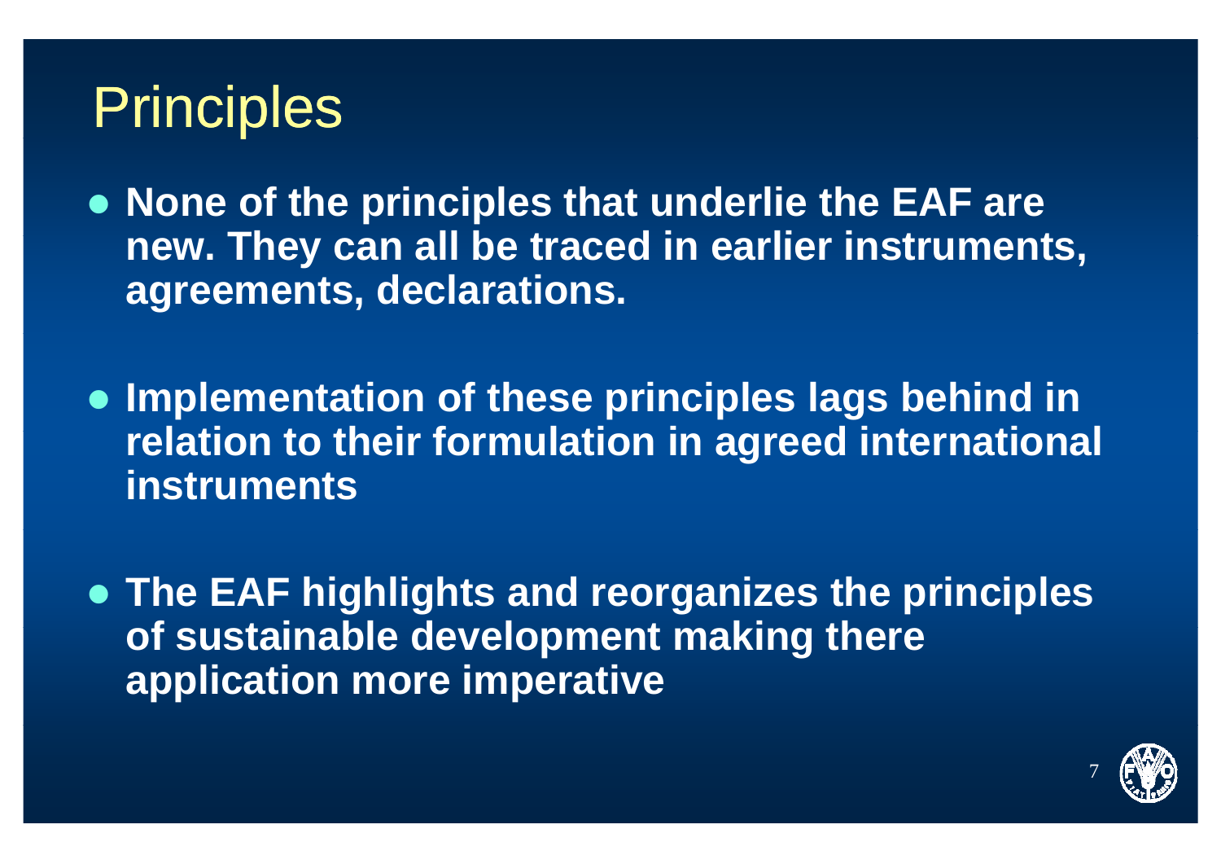# Principles

- **None of the principles that underlie the EAF are new. They can all be traced in earlier instruments, agreements, declarations.**
- **Implementation of these principles lags behind in relation to their formulation in agreed international instruments**
- **The EAF highlights and reorganizes the principles of sustainable development making there application more imperative**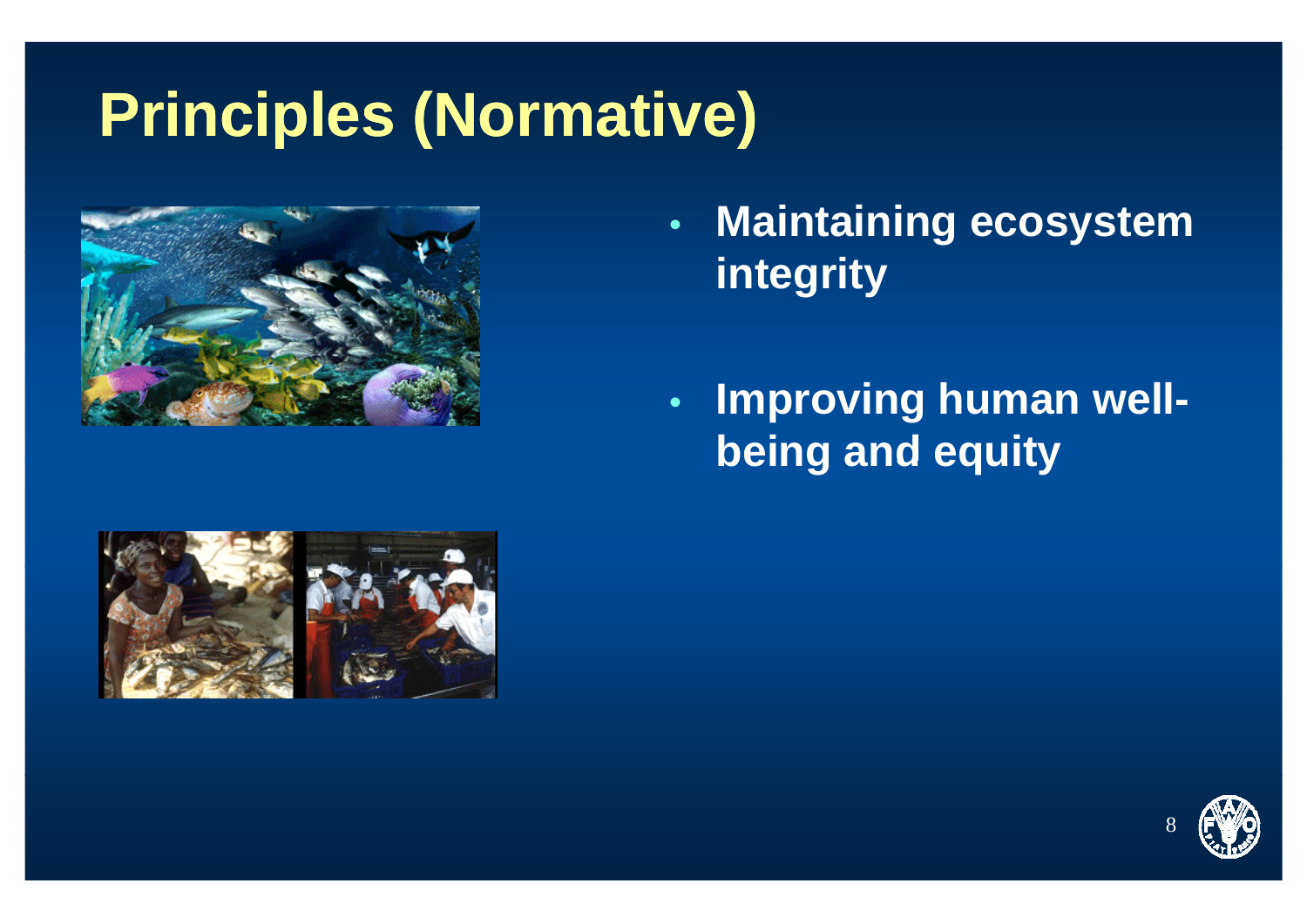# Principles (Normative)

- **Maintaining ecosystem integrity**
- **Improving human well-being and equity**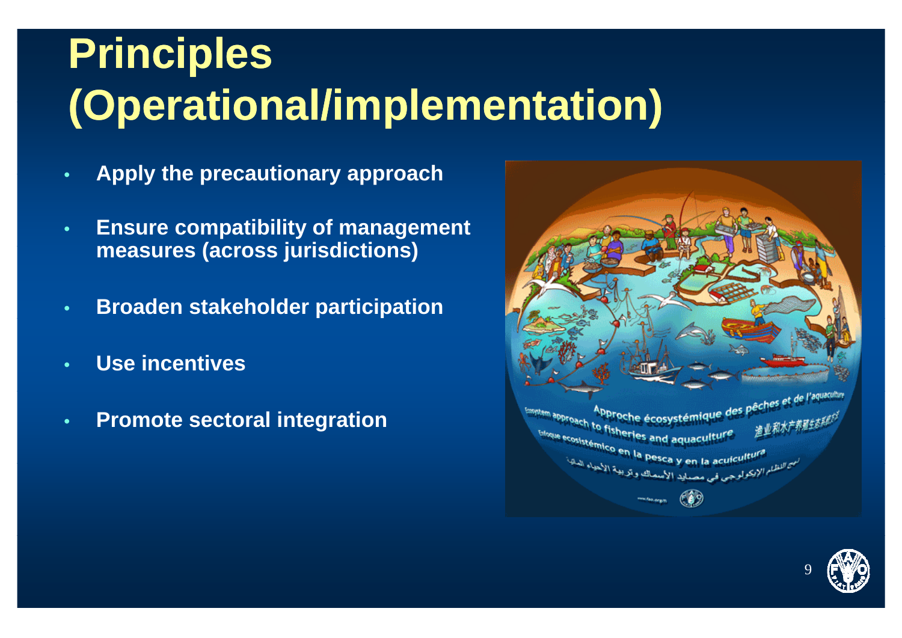# Principles (Operational/implementation)

- **Apply the precautionary approach**
- **Ensure compatibility of management measures (across jurisdictions)**
- **Broaden stakeholder participation**
- **Use incentives**
- **Promote sectoral integration**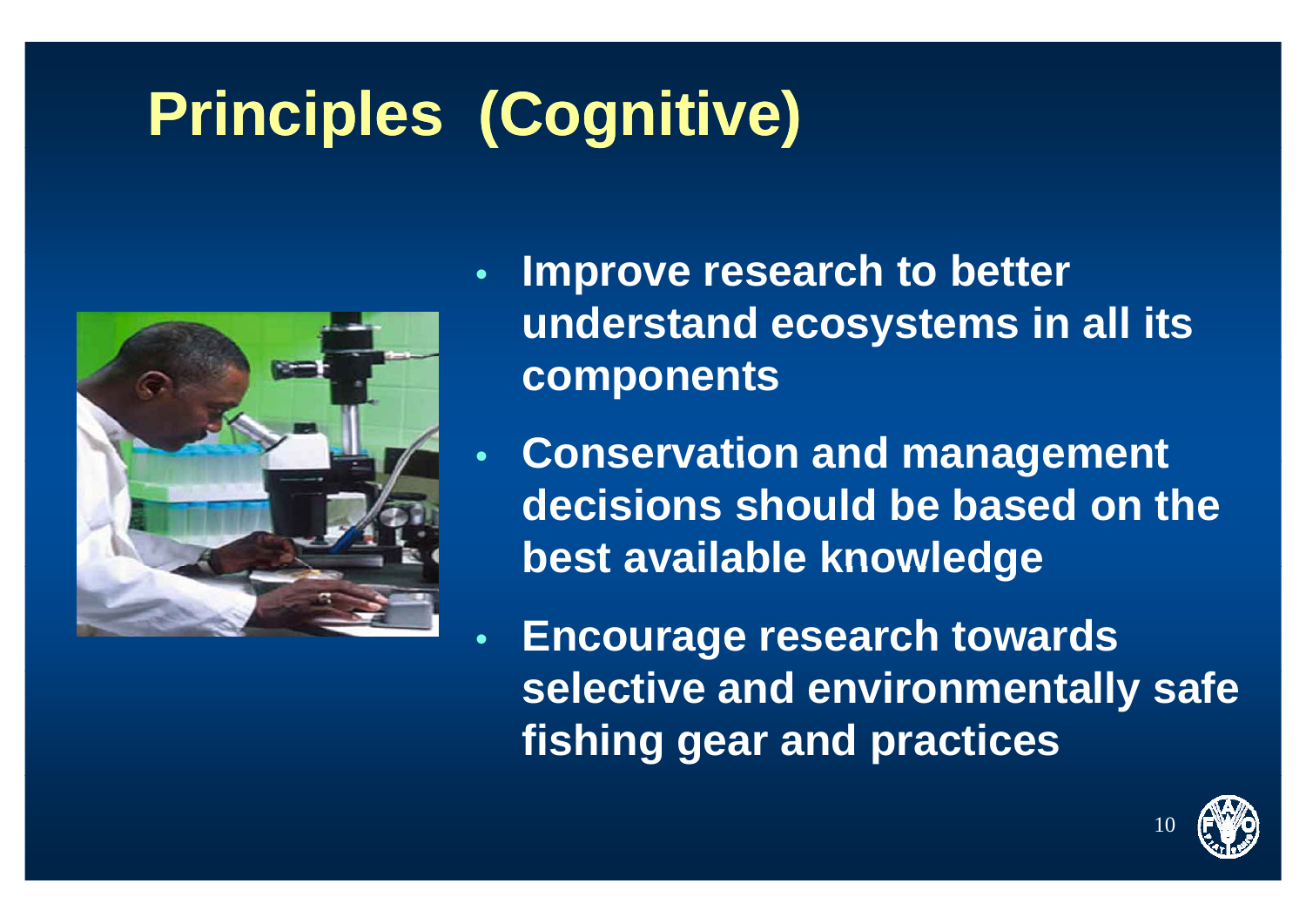# Principles (Cognitive)

- Improve research to better understand ecosystems in all its components
- Conservation and management decisions should be based on the best available knowledge
- Encourage research towards selective and environmentally safe fishing gear and practices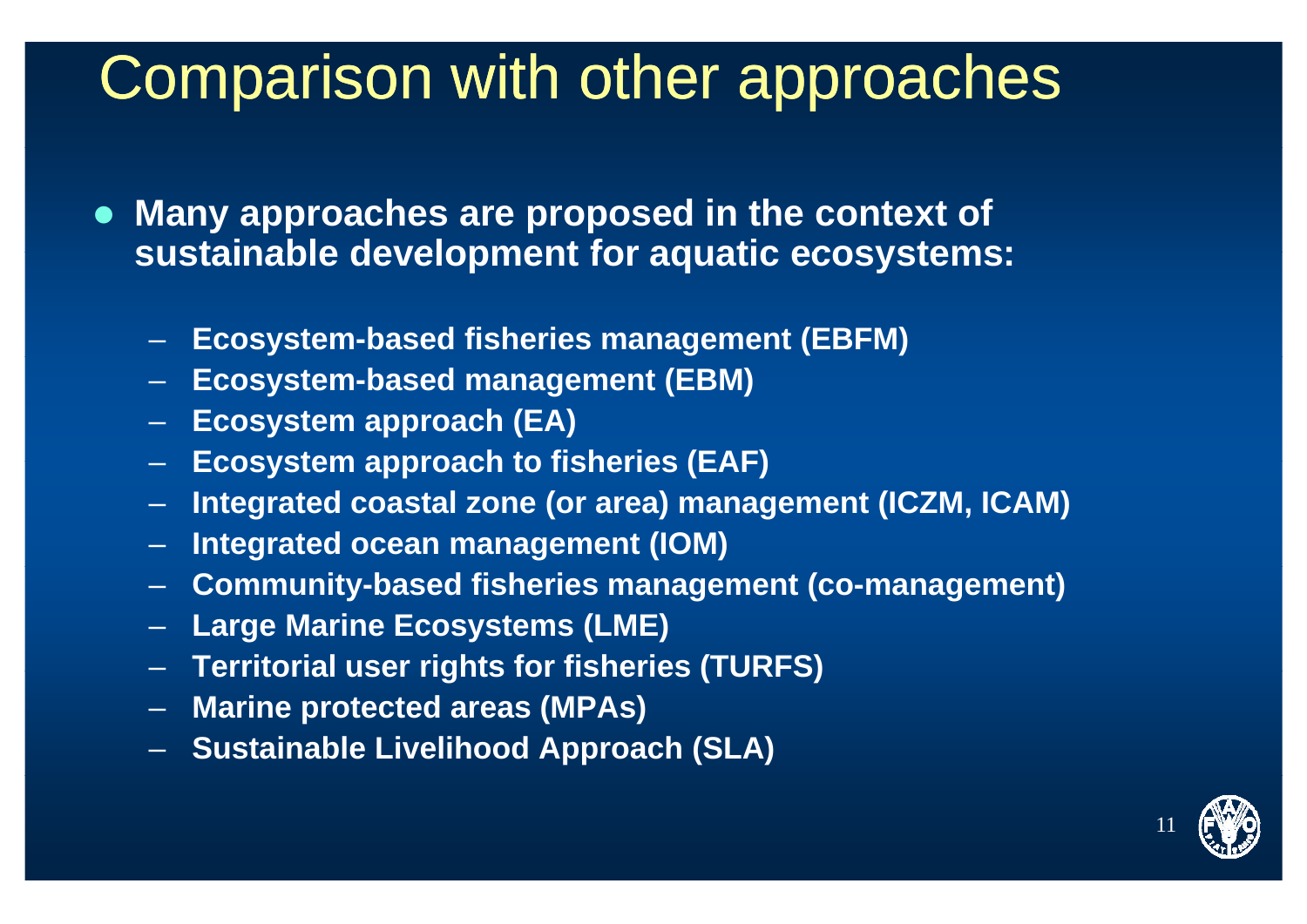# Comparison with other approaches

- **Many approaches are proposed in the context of sustainable development for aquatic ecosystems:**
  - **Ecosystem-based fisheries management (EBFM)**
  - **Ecosystem-based management (EBM)**
  - **Ecosystem approach (EA)**
  - **Ecosystem approach to fisheries (EAF)**
  - **Integrated coastal zone (or area) management (ICZM, ICAM)**
  - **Integrated ocean management (IOM)**
  - **Community-based fisheries management (co-management)**
  - **Large Marine Ecosystems (LME)**
  - **Territorial user rights for fisheries (TURFS)**
  - **Marine protected areas (MPAs)**
  - **Sustainable Livelihood Approach (SLA)**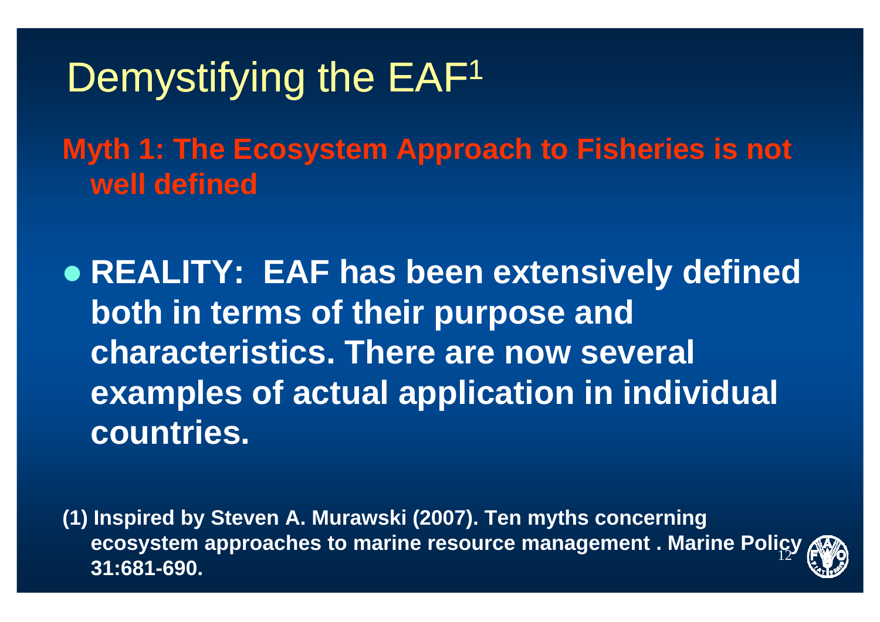# Demystifying the EAF[1]

**Myth 1: The Ecosystem Approach to Fisheries is not well defined**

- **REALITY: EAF has been extensively defined both in terms of their purpose and characteristics. There are now several examples of actual application in individual countries.**

**(1) Inspired by Steven A. Murawski (2007). Ten myths concerning ecosystem approaches to marine resource management . Marine Policy 31:681-690.**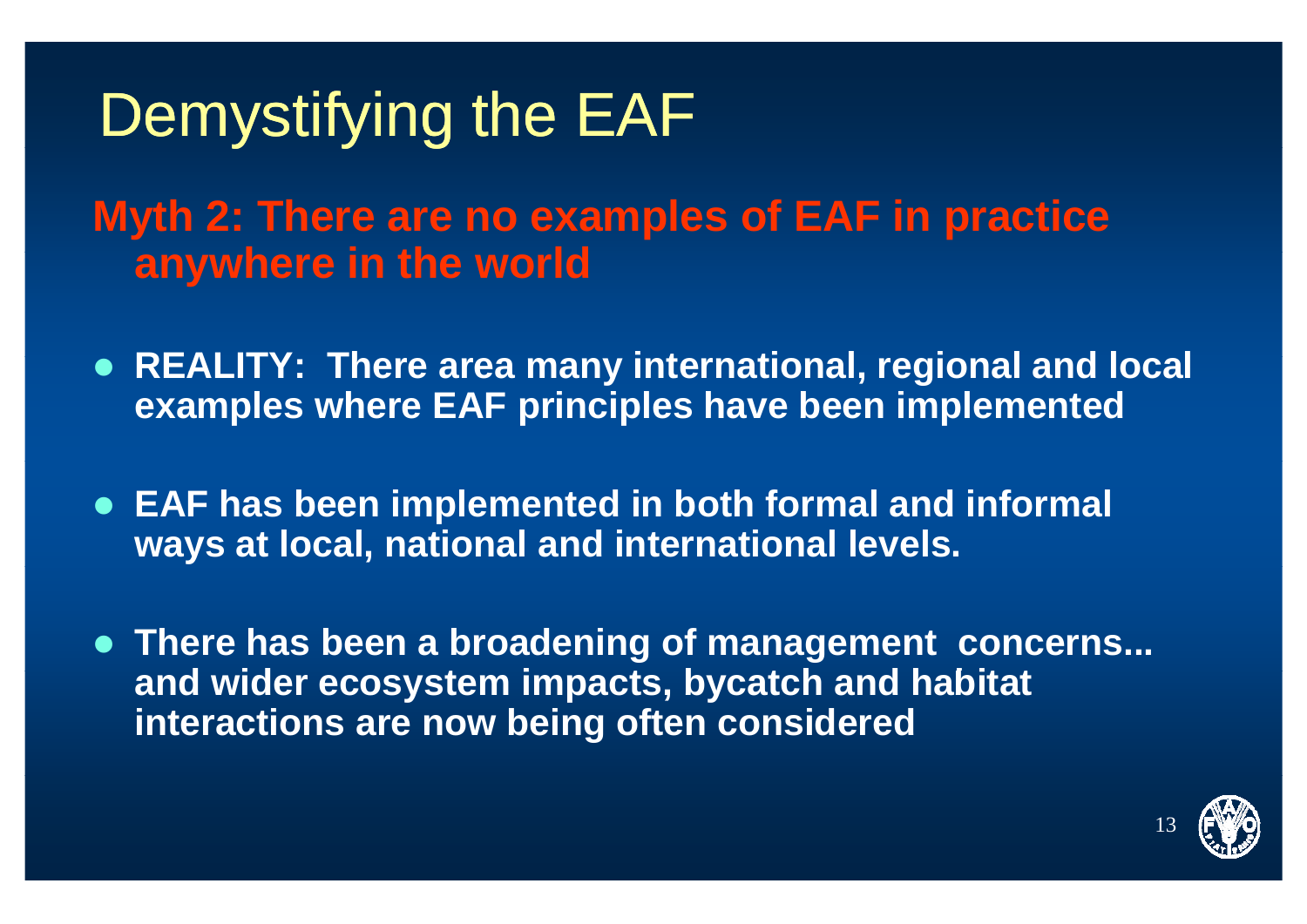# Demystifying the EAF

## Myth 2: There are no examples of EAF in practice anywhere in the world

- **REALITY: There area many international, regional and local examples where EAF principles have been implemented**
- **EAF has been implemented in both formal and informal ways at local, national and international levels.**
- **There has been a broadening of management concerns... and wider ecosystem impacts, bycatch and habitat interactions are now being often considered**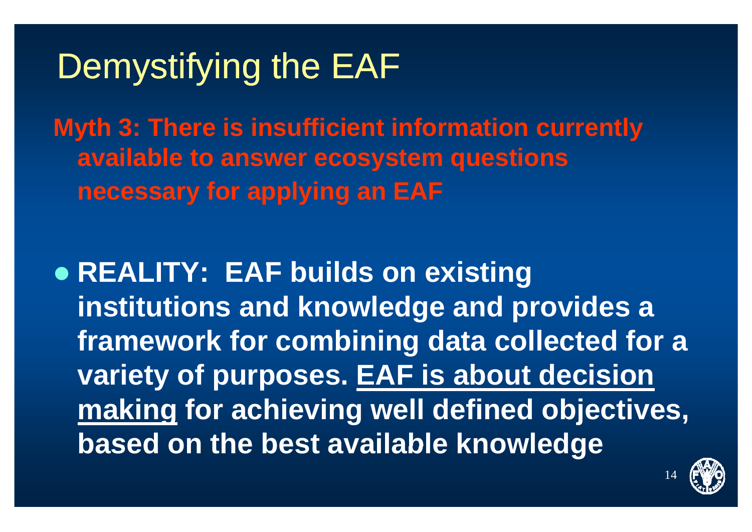# Demystifying the EAF

**Myth 3: There is insufficient information currently available to answer ecosystem questions necessary for applying an EAF**

- **REALITY: EAF builds on existing institutions and knowledge and provides a framework for combining data collected for a variety of purposes. <u>EAF is about decision making</u> for achieving well defined objectives, based on the best available knowledge**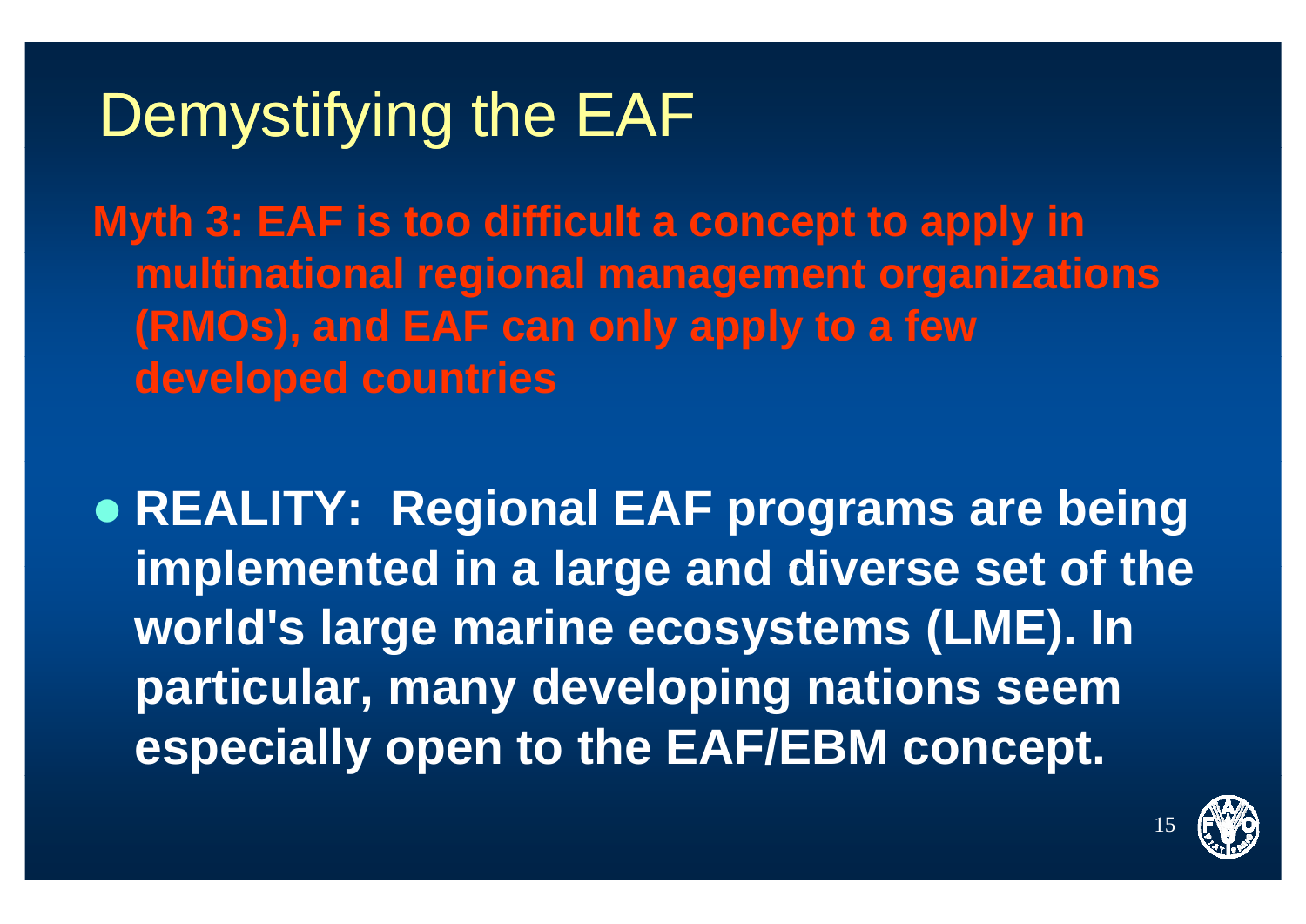# Demystifying the EAF

**Myth 3: EAF is too difficult a concept to apply in multinational regional management organizations (RMOs), and EAF can only apply to a few developed countries**

- **REALITY: Regional EAF programs are being implemented in a large and diverse set of the world's large marine ecosystems (LME). In particular, many developing nations seem especially open to the EAF/EBM concept.**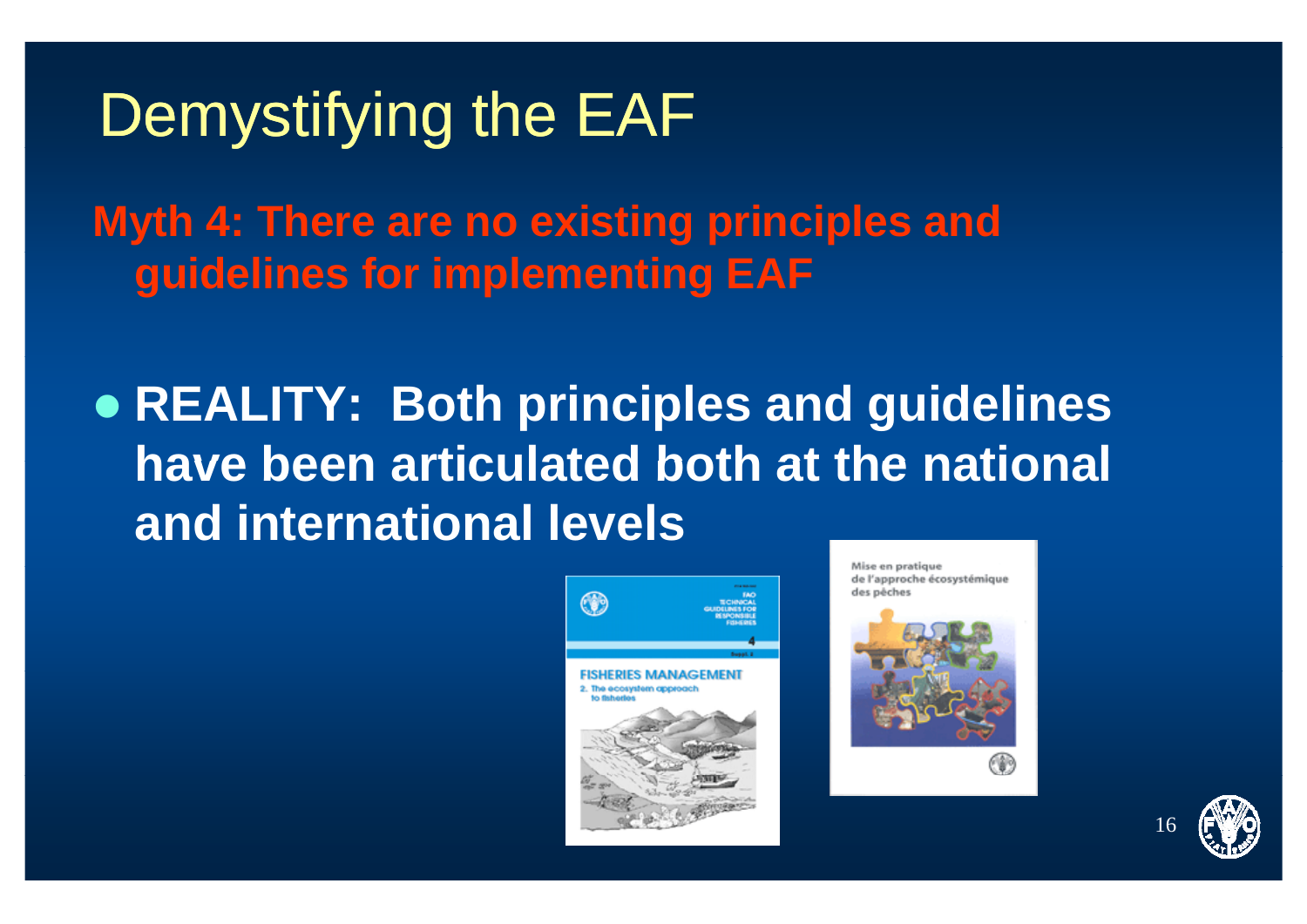# Demystifying the EAF

**Myth 4: There are no existing principles and guidelines for implementing EAF**

- **REALITY: Both principles and guidelines have been articulated both at the national and international levels**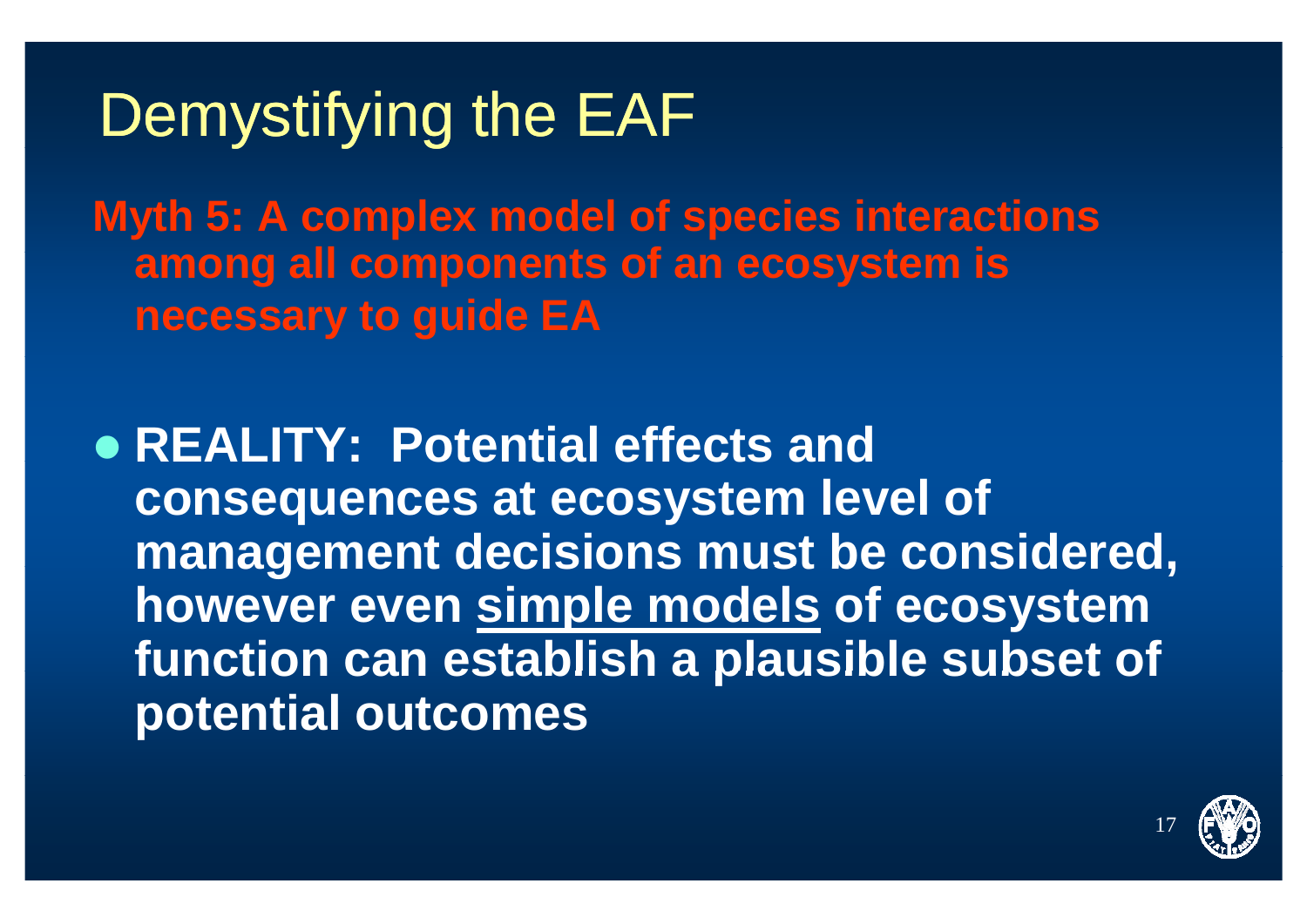# Demystifying the EAF

**Myth 5: A complex model of species interactions among all components of an ecosystem is necessary to guide EA**

- **REALITY: Potential effects and consequences at ecosystem level of management decisions must be considered, however even <u>simple models</u> of ecosystem function can establish a plausible subset of potential outcomes**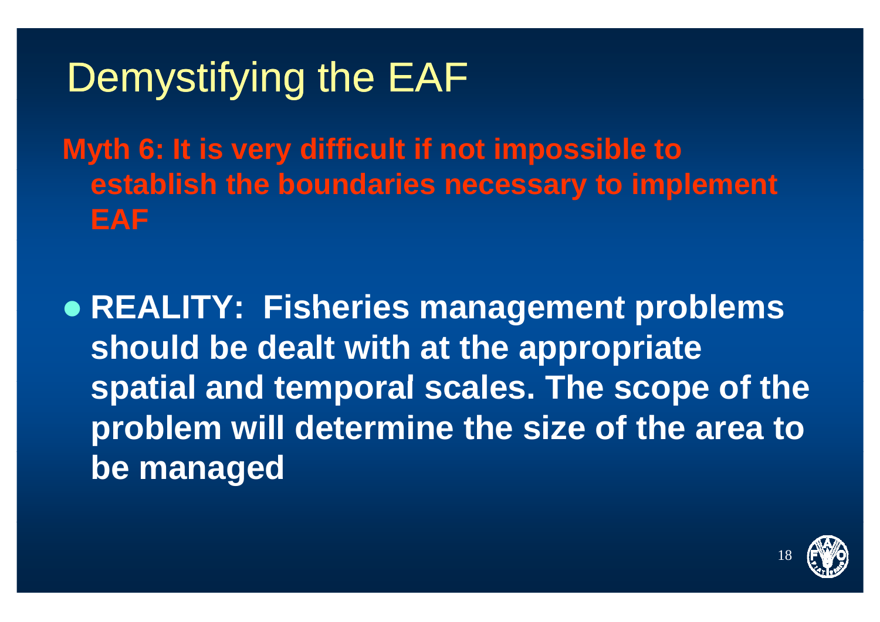# Demystifying the EAF

**Myth 6: It is very difficult if not impossible to establish the boundaries necessary to implement EAF**

- **REALITY: Fisheries management problems should be dealt with at the appropriate spatial and temporal scales. The scope of the problem will determine the size of the area to be managed**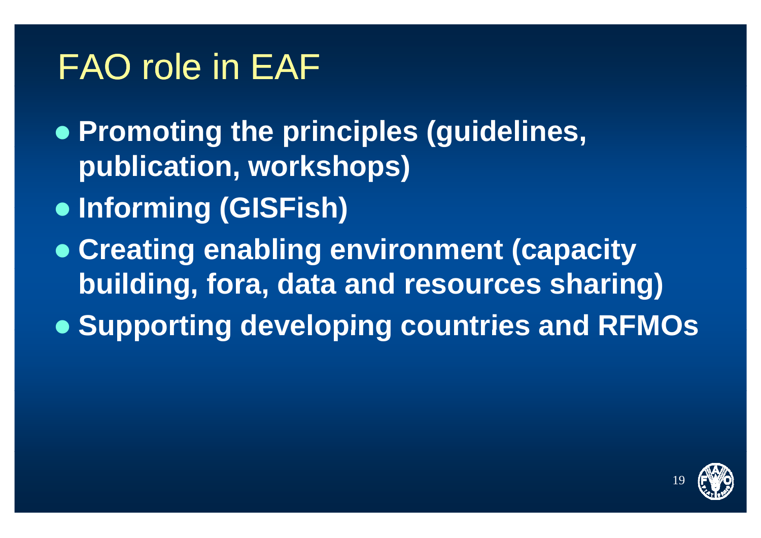# FAO role in EAF

- **Promoting the principles (guidelines, publication, workshops)**
- **Informing (GISFish)**
- **Creating enabling environment (capacity building, fora, data and resources sharing)**
- **Supporting developing countries and RFMOs**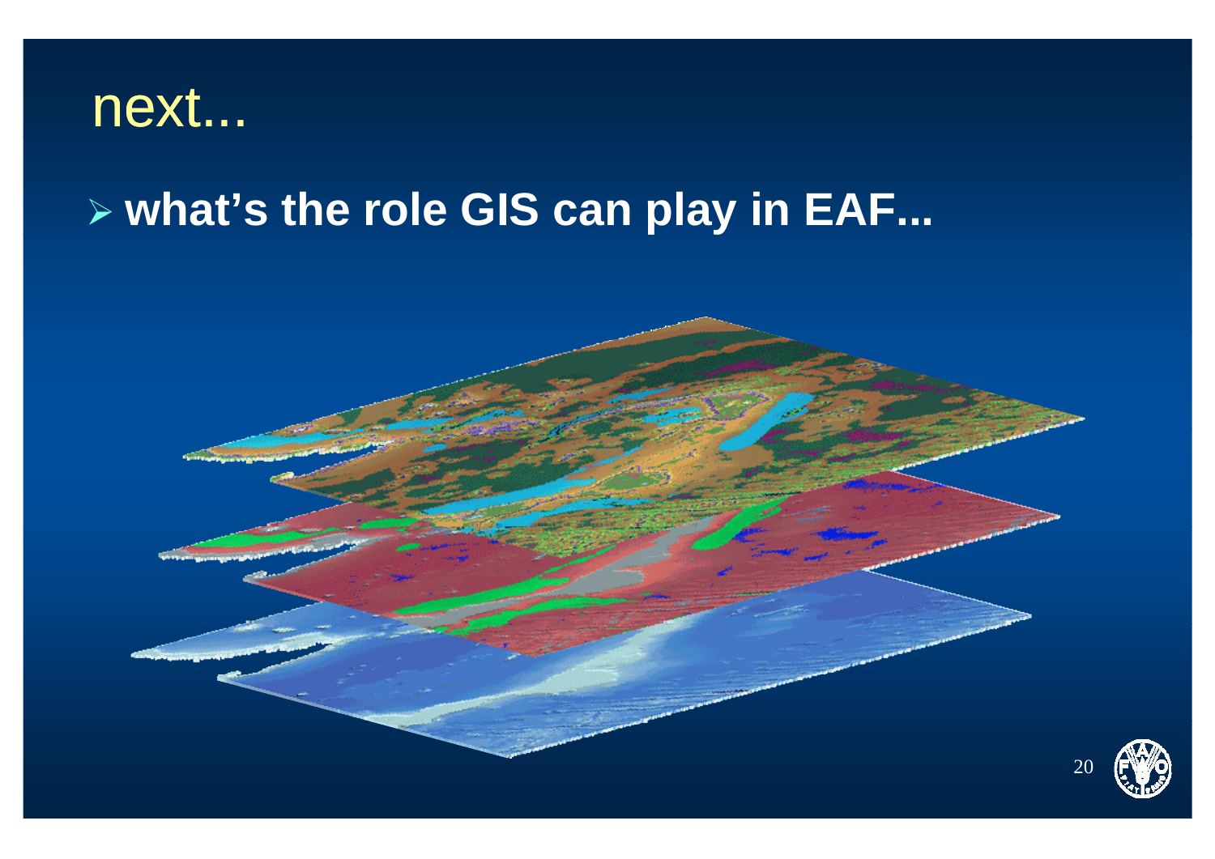# next...

- **what's the role GIS can play in EAF...**